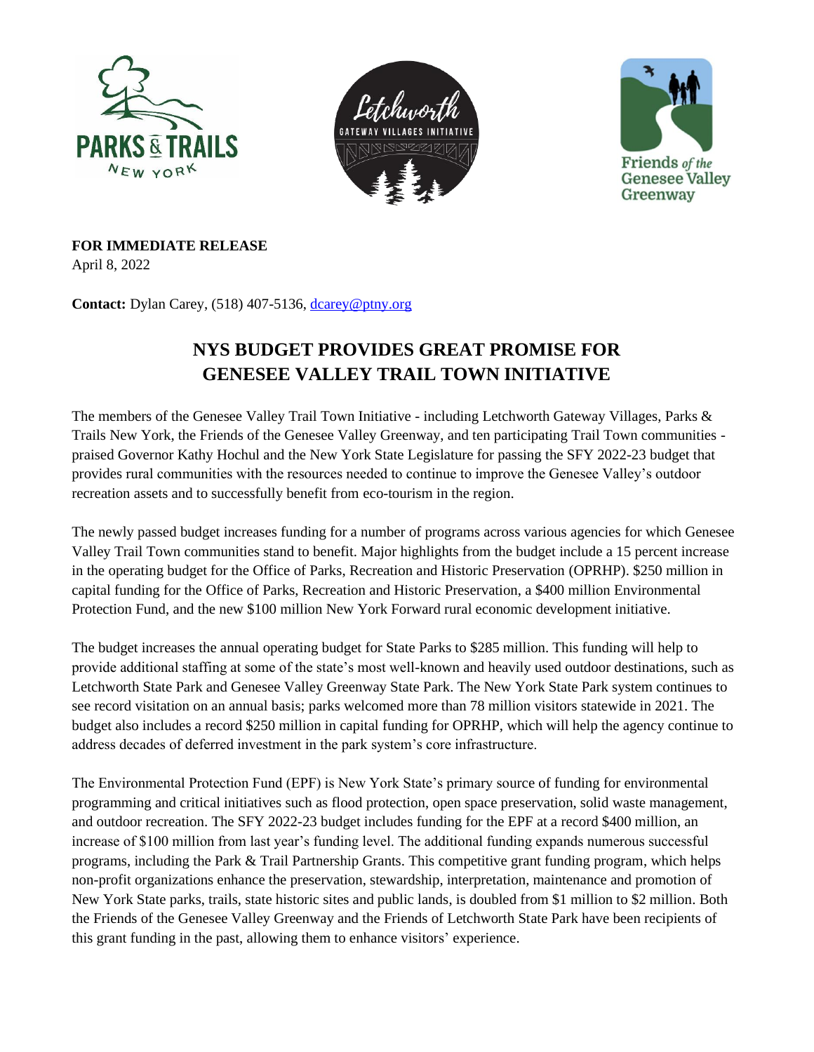**FOR IMMEDIATE RELEASE**
April 8, 2022

**Contact:** Dylan Carey, (518) 407-5136, [dcarey@ptny.org](mailto:dcarey@ptny.org)

# NYS BUDGET PROVIDES GREAT PROMISE FOR GENESEE VALLEY TRAIL TOWN INITIATIVE

The members of the Genesee Valley Trail Town Initiative - including Letchworth Gateway Villages, Parks & Trails New York, the Friends of the Genesee Valley Greenway, and ten participating Trail Town communities - praised Governor Kathy Hochul and the New York State Legislature for passing the SFY 2022-23 budget that provides rural communities with the resources needed to continue to improve the Genesee Valley's outdoor recreation assets and to successfully benefit from eco-tourism in the region.

The newly passed budget increases funding for a number of programs across various agencies for which Genesee Valley Trail Town communities stand to benefit. Major highlights from the budget include a 15 percent increase in the operating budget for the Office of Parks, Recreation and Historic Preservation (OPRHP). $250 million in capital funding for the Office of Parks, Recreation and Historic Preservation, a $400 million Environmental Protection Fund, and the new $100 million New York Forward rural economic development initiative.

The budget increases the annual operating budget for State Parks to $285 million. This funding will help to provide additional staffing at some of the state's most well-known and heavily used outdoor destinations, such as Letchworth State Park and Genesee Valley Greenway State Park. The New York State Park system continues to see record visitation on an annual basis; parks welcomed more than 78 million visitors statewide in 2021. The budget also includes a record $250 million in capital funding for OPRHP, which will help the agency continue to address decades of deferred investment in the park system's core infrastructure.

The Environmental Protection Fund (EPF) is New York State's primary source of funding for environmental programming and critical initiatives such as flood protection, open space preservation, solid waste management, and outdoor recreation. The SFY 2022-23 budget includes funding for the EPF at a record $400 million, an increase of $100 million from last year's funding level. The additional funding expands numerous successful programs, including the Park & Trail Partnership Grants. This competitive grant funding program, which helps non-profit organizations enhance the preservation, stewardship, interpretation, maintenance and promotion of New York State parks, trails, state historic sites and public lands, is doubled from $1 million to $2 million. Both the Friends of the Genesee Valley Greenway and the Friends of Letchworth State Park have been recipients of this grant funding in the past, allowing them to enhance visitors' experience.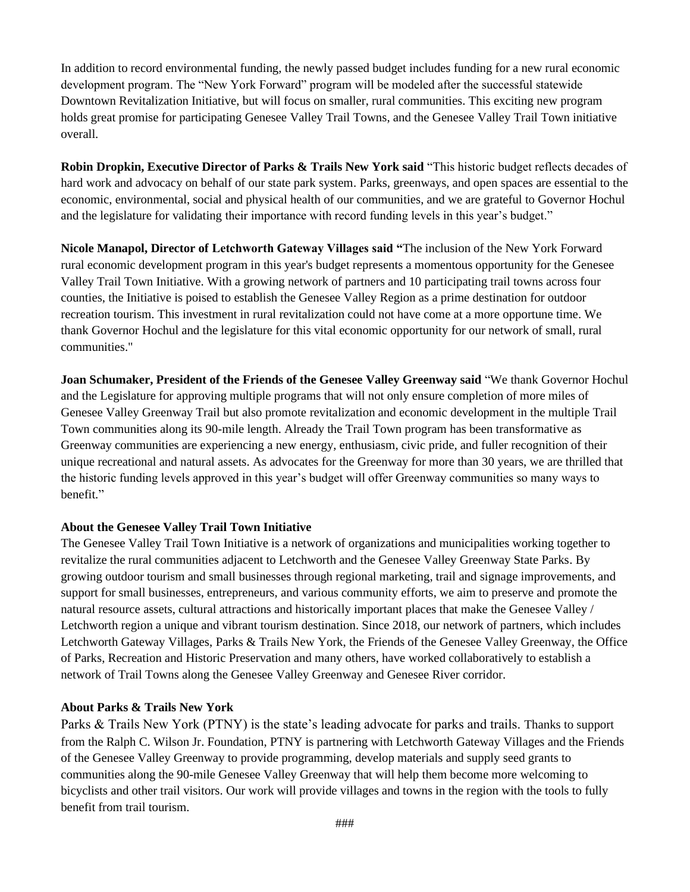In addition to record environmental funding, the newly passed budget includes funding for a new rural economic development program. The "New York Forward" program will be modeled after the successful statewide Downtown Revitalization Initiative, but will focus on smaller, rural communities. This exciting new program holds great promise for participating Genesee Valley Trail Towns, and the Genesee Valley Trail Town initiative overall.

**Robin Dropkin, Executive Director of Parks & Trails New York said** "This historic budget reflects decades of hard work and advocacy on behalf of our state park system. Parks, greenways, and open spaces are essential to the economic, environmental, social and physical health of our communities, and we are grateful to Governor Hochul and the legislature for validating their importance with record funding levels in this year's budget."

**Nicole Manapol, Director of Letchworth Gateway Villages said "**The inclusion of the New York Forward rural economic development program in this year's budget represents a momentous opportunity for the Genesee Valley Trail Town Initiative. With a growing network of partners and 10 participating trail towns across four counties, the Initiative is poised to establish the Genesee Valley Region as a prime destination for outdoor recreation tourism. This investment in rural revitalization could not have come at a more opportune time. We thank Governor Hochul and the legislature for this vital economic opportunity for our network of small, rural communities."

**Joan Schumaker, President of the Friends of the Genesee Valley Greenway said** "We thank Governor Hochul and the Legislature for approving multiple programs that will not only ensure completion of more miles of Genesee Valley Greenway Trail but also promote revitalization and economic development in the multiple Trail Town communities along its 90-mile length. Already the Trail Town program has been transformative as Greenway communities are experiencing a new energy, enthusiasm, civic pride, and fuller recognition of their unique recreational and natural assets. As advocates for the Greenway for more than 30 years, we are thrilled that the historic funding levels approved in this year's budget will offer Greenway communities so many ways to benefit."

**About the Genesee Valley Trail Town Initiative**

The Genesee Valley Trail Town Initiative is a network of organizations and municipalities working together to revitalize the rural communities adjacent to Letchworth and the Genesee Valley Greenway State Parks. By growing outdoor tourism and small businesses through regional marketing, trail and signage improvements, and support for small businesses, entrepreneurs, and various community efforts, we aim to preserve and promote the natural resource assets, cultural attractions and historically important places that make the Genesee Valley / Letchworth region a unique and vibrant tourism destination. Since 2018, our network of partners, which includes Letchworth Gateway Villages, Parks & Trails New York, the Friends of the Genesee Valley Greenway, the Office of Parks, Recreation and Historic Preservation and many others, have worked collaboratively to establish a network of Trail Towns along the Genesee Valley Greenway and Genesee River corridor.

**About Parks & Trails New York**

Parks & Trails New York (PTNY) is the state's leading advocate for parks and trails. Thanks to support from the Ralph C. Wilson Jr. Foundation, PTNY is partnering with Letchworth Gateway Villages and the Friends of the Genesee Valley Greenway to provide programming, develop materials and supply seed grants to communities along the 90-mile Genesee Valley Greenway that will help them become more welcoming to bicyclists and other trail visitors. Our work will provide villages and towns in the region with the tools to fully benefit from trail tourism.

###